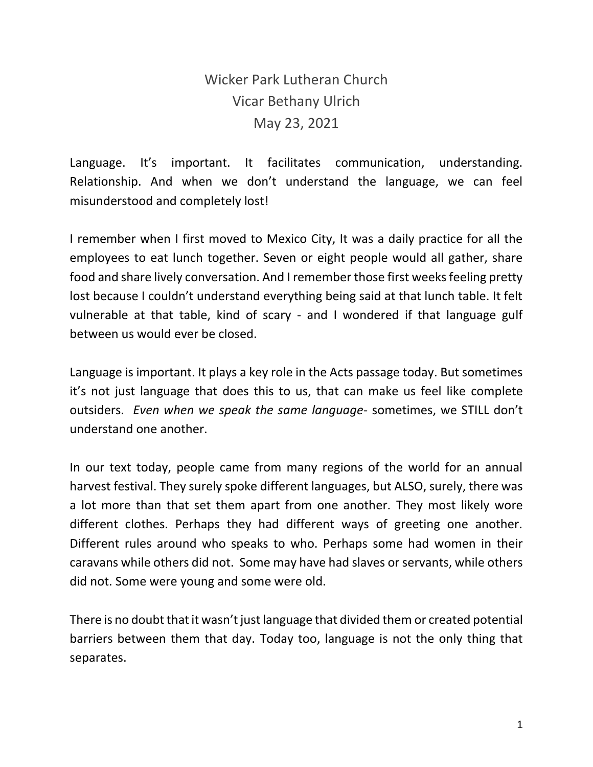Wicker Park Lutheran Church
Vicar Bethany Ulrich
May 23, 2021

Language. It's important. It facilitates communication, understanding. Relationship. And when we don't understand the language, we can feel misunderstood and completely lost!

I remember when I first moved to Mexico City, It was a daily practice for all the employees to eat lunch together. Seven or eight people would all gather, share food and share lively conversation. And I remember those first weeks feeling pretty lost because I couldn't understand everything being said at that lunch table. It felt vulnerable at that table, kind of scary - and I wondered if that language gulf between us would ever be closed.

Language is important. It plays a key role in the Acts passage today. But sometimes it's not just language that does this to us, that can make us feel like complete outsiders. *Even when we speak the same language*- sometimes, we STILL don't understand one another.

In our text today, people came from many regions of the world for an annual harvest festival. They surely spoke different languages, but ALSO, surely, there was a lot more than that set them apart from one another. They most likely wore different clothes. Perhaps they had different ways of greeting one another. Different rules around who speaks to who. Perhaps some had women in their caravans while others did not. Some may have had slaves or servants, while others did not. Some were young and some were old.

There is no doubt that it wasn't just language that divided them or created potential barriers between them that day. Today too, language is not the only thing that separates.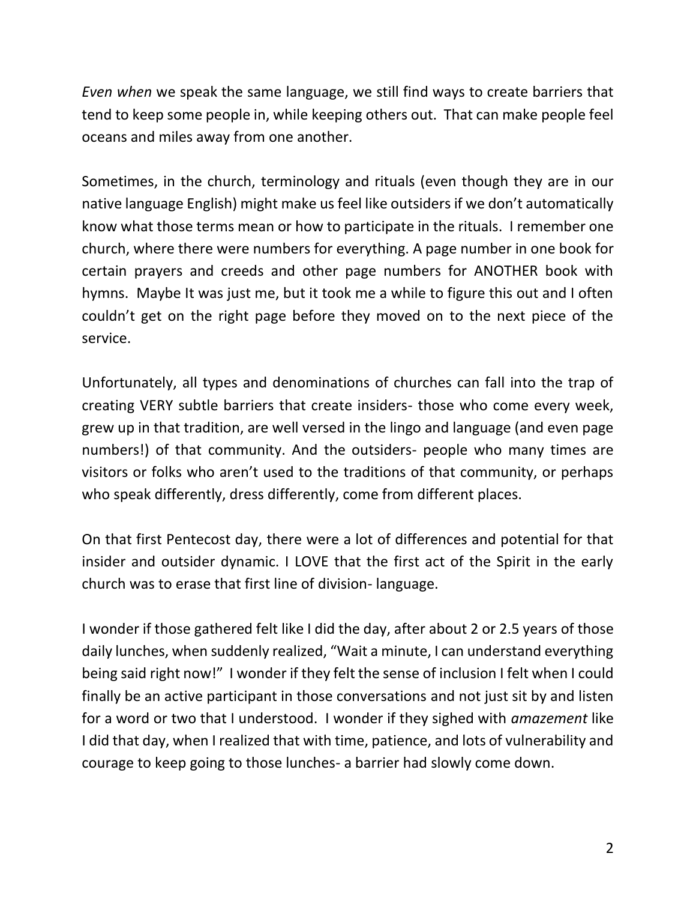*Even when* we speak the same language, we still find ways to create barriers that tend to keep some people in, while keeping others out. That can make people feel oceans and miles away from one another.

Sometimes, in the church, terminology and rituals (even though they are in our native language English) might make us feel like outsiders if we don't automatically know what those terms mean or how to participate in the rituals. I remember one church, where there were numbers for everything. A page number in one book for certain prayers and creeds and other page numbers for ANOTHER book with hymns. Maybe It was just me, but it took me a while to figure this out and I often couldn't get on the right page before they moved on to the next piece of the service.

Unfortunately, all types and denominations of churches can fall into the trap of creating VERY subtle barriers that create insiders- those who come every week, grew up in that tradition, are well versed in the lingo and language (and even page numbers!) of that community. And the outsiders- people who many times are visitors or folks who aren't used to the traditions of that community, or perhaps who speak differently, dress differently, come from different places.

On that first Pentecost day, there were a lot of differences and potential for that insider and outsider dynamic. I LOVE that the first act of the Spirit in the early church was to erase that first line of division- language.

I wonder if those gathered felt like I did the day, after about 2 or 2.5 years of those daily lunches, when suddenly realized, "Wait a minute, I can understand everything being said right now!" I wonder if they felt the sense of inclusion I felt when I could finally be an active participant in those conversations and not just sit by and listen for a word or two that I understood. I wonder if they sighed with *amazement* like I did that day, when I realized that with time, patience, and lots of vulnerability and courage to keep going to those lunches- a barrier had slowly come down.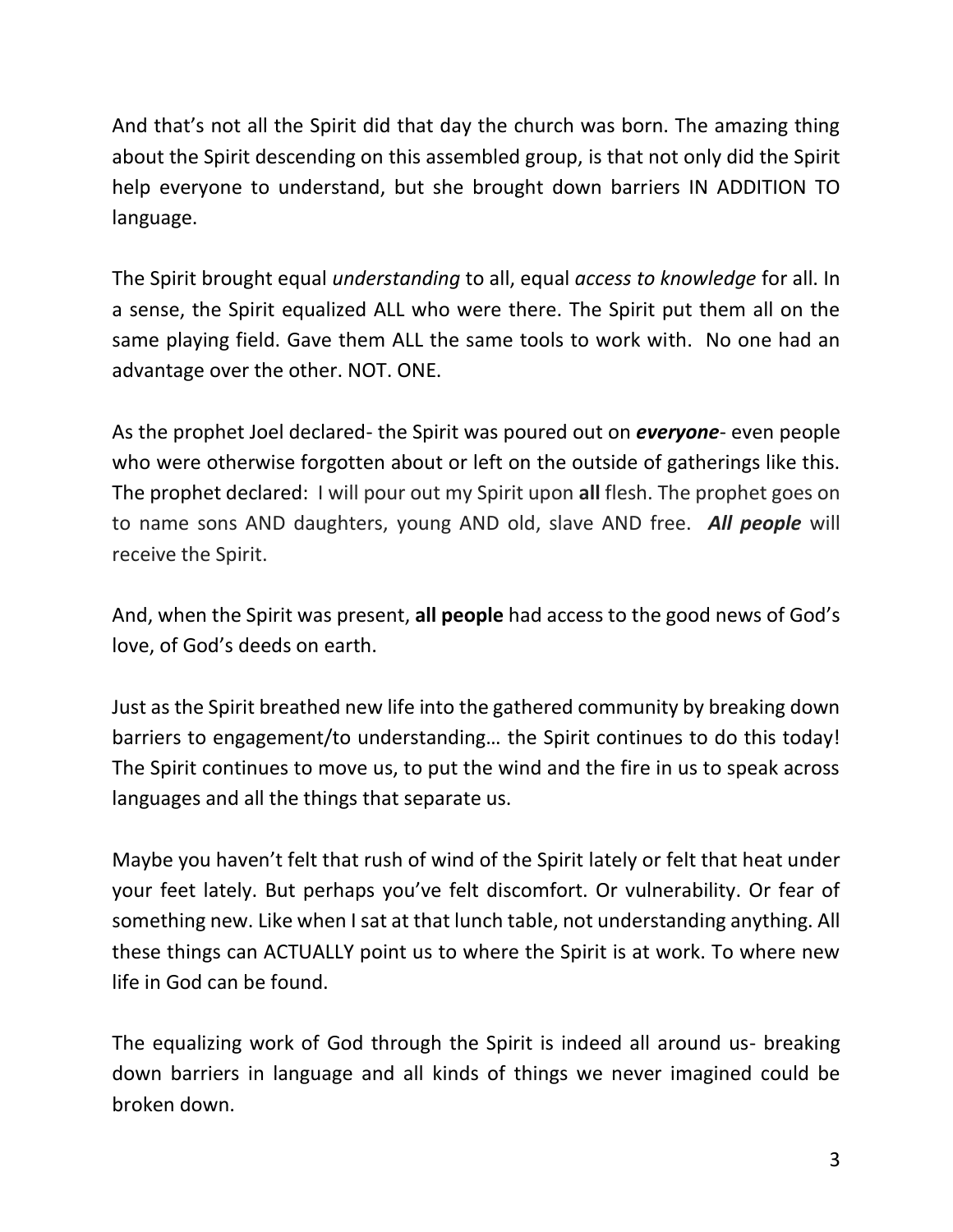And that's not all the Spirit did that day the church was born. The amazing thing about the Spirit descending on this assembled group, is that not only did the Spirit help everyone to understand, but she brought down barriers IN ADDITION TO language.

The Spirit brought equal *understanding* to all, equal *access to knowledge* for all. In a sense, the Spirit equalized ALL who were there. The Spirit put them all on the same playing field. Gave them ALL the same tools to work with. No one had an advantage over the other. NOT. ONE.

As the prophet Joel declared- the Spirit was poured out on ***everyone***- even people who were otherwise forgotten about or left on the outside of gatherings like this. The prophet declared: I will pour out my Spirit upon **all** flesh. The prophet goes on to name sons AND daughters, young AND old, slave AND free. ***All people*** will receive the Spirit.

And, when the Spirit was present, **all people** had access to the good news of God's love, of God's deeds on earth.

Just as the Spirit breathed new life into the gathered community by breaking down barriers to engagement/to understanding… the Spirit continues to do this today! The Spirit continues to move us, to put the wind and the fire in us to speak across languages and all the things that separate us.

Maybe you haven't felt that rush of wind of the Spirit lately or felt that heat under your feet lately. But perhaps you've felt discomfort. Or vulnerability. Or fear of something new. Like when I sat at that lunch table, not understanding anything. All these things can ACTUALLY point us to where the Spirit is at work. To where new life in God can be found.

The equalizing work of God through the Spirit is indeed all around us- breaking down barriers in language and all kinds of things we never imagined could be broken down.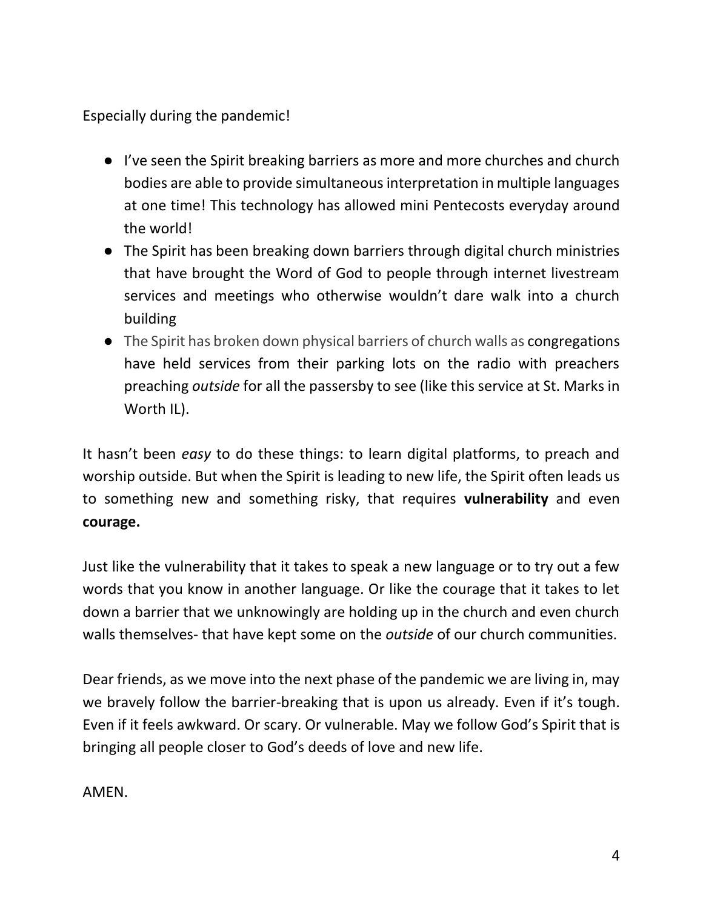Especially during the pandemic!

- I've seen the Spirit breaking barriers as more and more churches and church bodies are able to provide simultaneous interpretation in multiple languages at one time! This technology has allowed mini Pentecosts everyday around the world!
- The Spirit has been breaking down barriers through digital church ministries that have brought the Word of God to people through internet livestream services and meetings who otherwise wouldn't dare walk into a church building
- The Spirit has broken down physical barriers of church walls as congregations have held services from their parking lots on the radio with preachers preaching *outside* for all the passersby to see (like this service at St. Marks in Worth IL).

It hasn't been *easy* to do these things: to learn digital platforms, to preach and worship outside. But when the Spirit is leading to new life, the Spirit often leads us to something new and something risky, that requires **vulnerability** and even **courage.**

Just like the vulnerability that it takes to speak a new language or to try out a few words that you know in another language. Or like the courage that it takes to let down a barrier that we unknowingly are holding up in the church and even church walls themselves- that have kept some on the *outside* of our church communities.

Dear friends, as we move into the next phase of the pandemic we are living in, may we bravely follow the barrier-breaking that is upon us already. Even if it's tough. Even if it feels awkward. Or scary. Or vulnerable. May we follow God's Spirit that is bringing all people closer to God's deeds of love and new life.

AMEN.